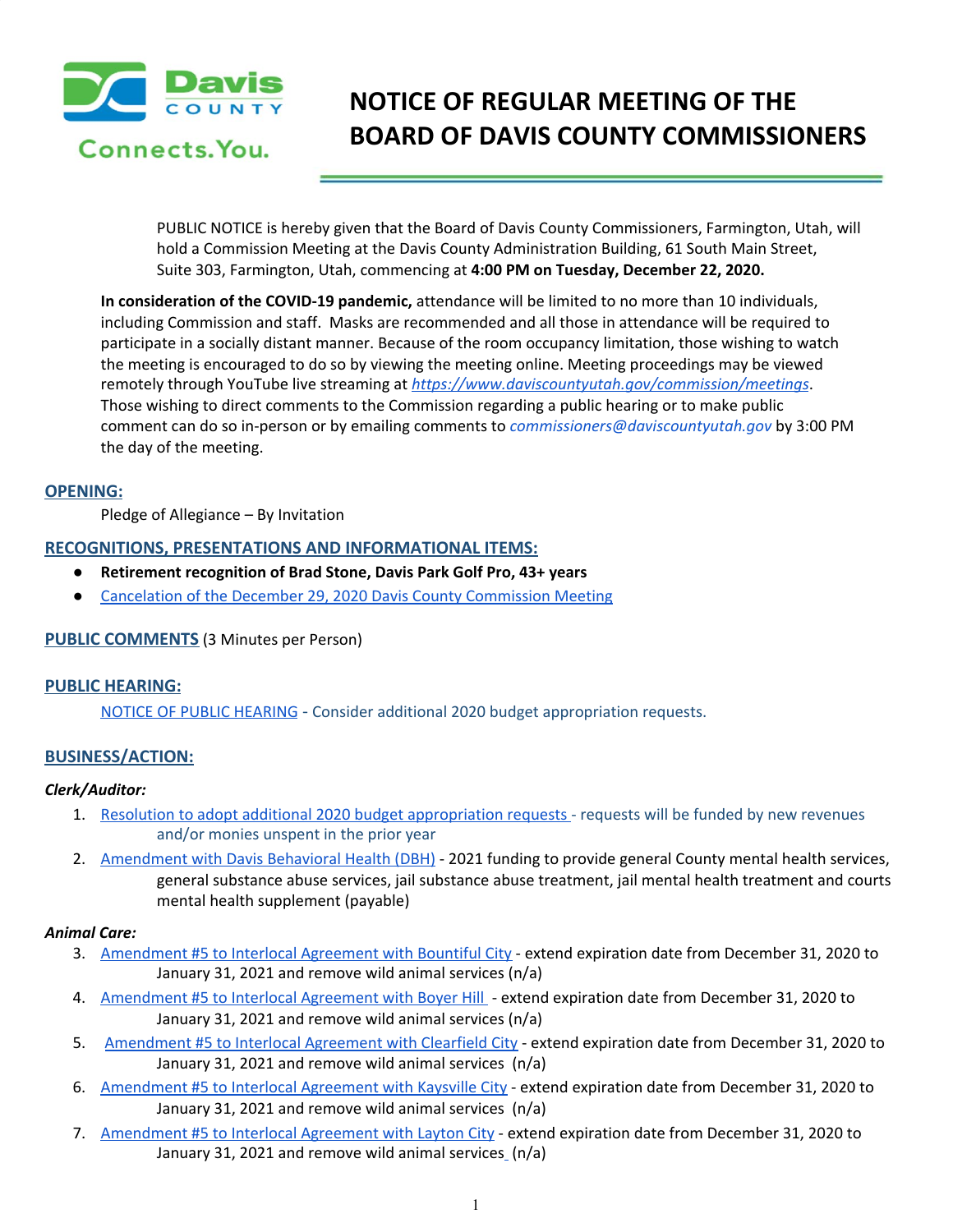# NOTICE OF REGULAR MEETING OF THE BOARD OF DAVIS COUNTY COMMISSIONERS

PUBLIC NOTICE is hereby given that the Board of Davis County Commissioners, Farmington, Utah, will hold a Commission Meeting at the Davis County Administration Building, 61 South Main Street, Suite 303, Farmington, Utah, commencing at **4:00 PM on Tuesday, December 22, 2020.**

**In consideration of the COVID-19 pandemic,** attendance will be limited to no more than 10 individuals, including Commission and staff. Masks are recommended and all those in attendance will be required to participate in a socially distant manner. Because of the room occupancy limitation, those wishing to watch the meeting is encouraged to do so by viewing the meeting online. Meeting proceedings may be viewed remotely through YouTube live streaming at *https://www.daviscountyutah.gov/commission/meetings*. Those wishing to direct comments to the Commission regarding a public hearing or to make public comment can do so in-person or by emailing comments to *commissioners@daviscountyutah.gov* by 3:00 PM the day of the meeting.

## OPENING:

Pledge of Allegiance – By Invitation

## RECOGNITIONS, PRESENTATIONS AND INFORMATIONAL ITEMS:

- **Retirement recognition of Brad Stone, Davis Park Golf Pro, 43+ years**
- Cancelation of the December 29, 2020 Davis County Commission Meeting

## PUBLIC COMMENTS (3 Minutes per Person)

## PUBLIC HEARING:

NOTICE OF PUBLIC HEARING - Consider additional 2020 budget appropriation requests.

## BUSINESS/ACTION:

### *Clerk/Auditor:*

1. Resolution to adopt additional 2020 budget appropriation requests - requests will be funded by new revenues and/or monies unspent in the prior year
2. Amendment with Davis Behavioral Health (DBH) - 2021 funding to provide general County mental health services, general substance abuse services, jail substance abuse treatment, jail mental health treatment and courts mental health supplement (payable)

### *Animal Care:*

3. Amendment #5 to Interlocal Agreement with Bountiful City - extend expiration date from December 31, 2020 to January 31, 2021 and remove wild animal services (n/a)
4. Amendment #5 to Interlocal Agreement with Boyer Hill - extend expiration date from December 31, 2020 to January 31, 2021 and remove wild animal services (n/a)
5. Amendment #5 to Interlocal Agreement with Clearfield City - extend expiration date from December 31, 2020 to January 31, 2021 and remove wild animal services (n/a)
6. Amendment #5 to Interlocal Agreement with Kaysville City - extend expiration date from December 31, 2020 to January 31, 2021 and remove wild animal services (n/a)
7. Amendment #5 to Interlocal Agreement with Layton City - extend expiration date from December 31, 2020 to January 31, 2021 and remove wild animal services (n/a)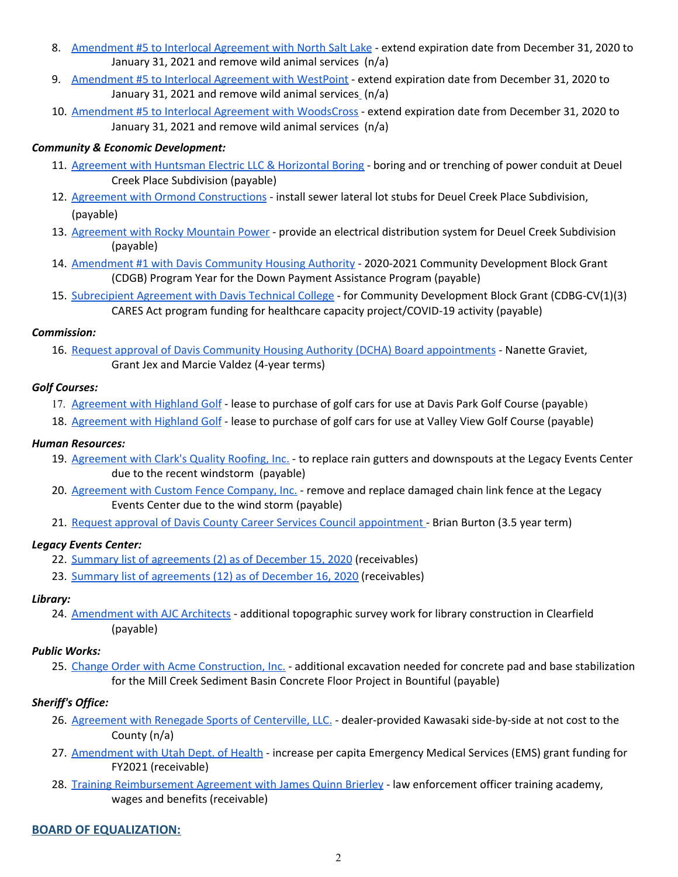8. Amendment #5 to Interlocal Agreement with North Salt Lake - extend expiration date from December 31, 2020 to January 31, 2021 and remove wild animal services (n/a)
9. Amendment #5 to Interlocal Agreement with WestPoint - extend expiration date from December 31, 2020 to January 31, 2021 and remove wild animal services (n/a)
10. Amendment #5 to Interlocal Agreement with WoodsCross - extend expiration date from December 31, 2020 to January 31, 2021 and remove wild animal services (n/a)

***Community & Economic Development:***

11. Agreement with Huntsman Electric LLC & Horizontal Boring - boring and or trenching of power conduit at Deuel Creek Place Subdivision (payable)
12. Agreement with Ormond Constructions - install sewer lateral lot stubs for Deuel Creek Place Subdivision, (payable)
13. Agreement with Rocky Mountain Power - provide an electrical distribution system for Deuel Creek Subdivision (payable)
14. Amendment #1 with Davis Community Housing Authority - 2020-2021 Community Development Block Grant (CDGB) Program Year for the Down Payment Assistance Program (payable)
15. Subrecipient Agreement with Davis Technical College - for Community Development Block Grant (CDBG-CV(1)(3) CARES Act program funding for healthcare capacity project/COVID-19 activity (payable)

***Commission:***

16. Request approval of Davis Community Housing Authority (DCHA) Board appointments - Nanette Graviet, Grant Jex and Marcie Valdez (4-year terms)

***Golf Courses:***

17. Agreement with Highland Golf - lease to purchase of golf cars for use at Davis Park Golf Course (payable)
18. Agreement with Highland Golf - lease to purchase of golf cars for use at Valley View Golf Course (payable)

***Human Resources:***

19. Agreement with Clark's Quality Roofing, Inc. - to replace rain gutters and downspouts at the Legacy Events Center due to the recent windstorm (payable)
20. Agreement with Custom Fence Company, Inc. - remove and replace damaged chain link fence at the Legacy Events Center due to the wind storm (payable)
21. Request approval of Davis County Career Services Council appointment - Brian Burton (3.5 year term)

***Legacy Events Center:***

22. Summary list of agreements (2) as of December 15, 2020 (receivables)
23. Summary list of agreements (12) as of December 16, 2020 (receivables)

***Library:***

24. Amendment with AJC Architects - additional topographic survey work for library construction in Clearfield (payable)

***Public Works:***

25. Change Order with Acme Construction, Inc. - additional excavation needed for concrete pad and base stabilization for the Mill Creek Sediment Basin Concrete Floor Project in Bountiful (payable)

***Sheriff's Office:***

26. Agreement with Renegade Sports of Centerville, LLC. - dealer-provided Kawasaki side-by-side at not cost to the County (n/a)
27. Amendment with Utah Dept. of Health - increase per capita Emergency Medical Services (EMS) grant funding for FY2021 (receivable)
28. Training Reimbursement Agreement with James Quinn Brierley - law enforcement officer training academy, wages and benefits (receivable)

## BOARD OF EQUALIZATION: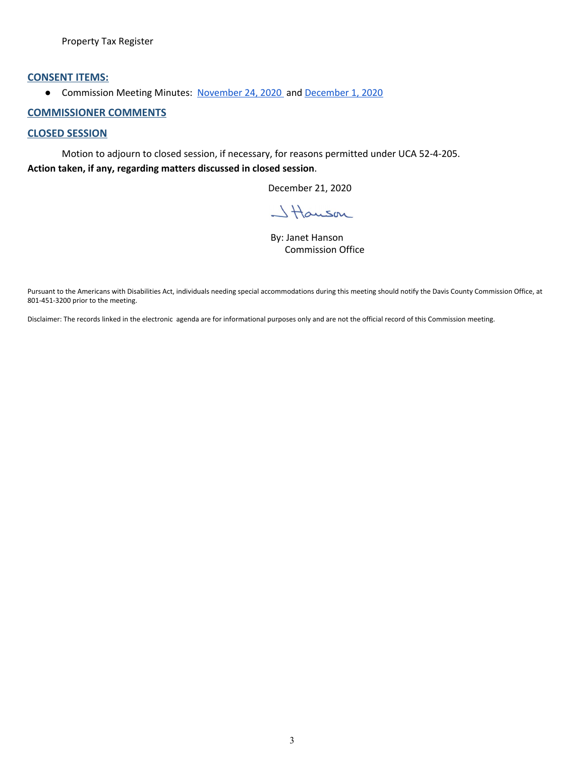Property Tax Register

## CONSENT ITEMS:

- Commission Meeting Minutes: November 24, 2020 and December 1, 2020

## COMMISSIONER COMMENTS

## CLOSED SESSION

Motion to adjourn to closed session, if necessary, for reasons permitted under UCA 52-4-205.

**Action taken, if any, regarding matters discussed in closed session**.

December 21, 2020

J Hanson

By: Janet Hanson
Commission Office

Pursuant to the Americans with Disabilities Act, individuals needing special accommodations during this meeting should notify the Davis County Commission Office, at 801-451-3200 prior to the meeting.

Disclaimer: The records linked in the electronic agenda are for informational purposes only and are not the official record of this Commission meeting.